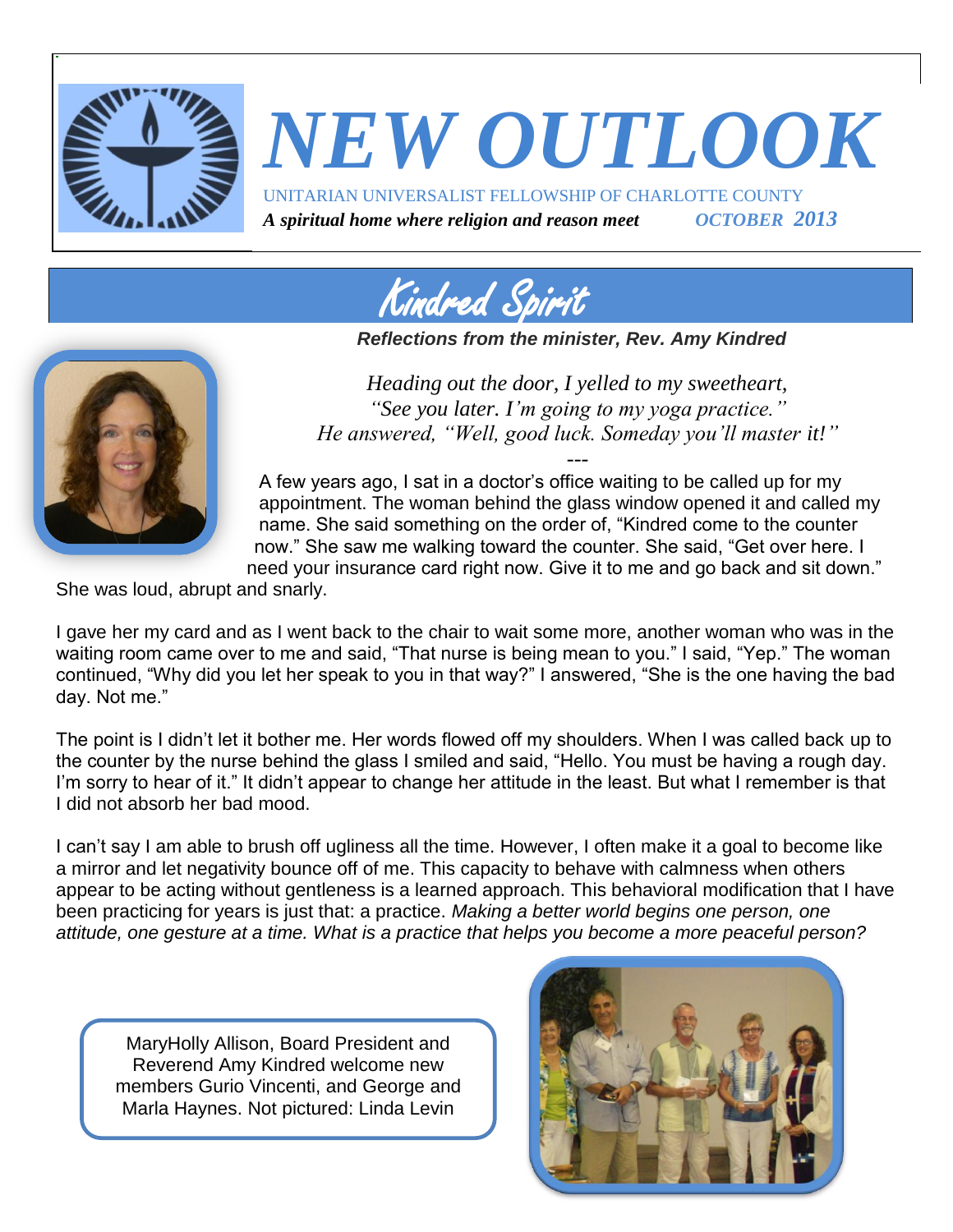# NEW OUTLOOK

UNITARIAN UNIVERSALIST FELLOWSHIP OF CHARLOTTE COUNTY

***A spiritual home where religion and reason meet*** ***OCTOBER 2013***

## Kindred Spirit

***Reflections from the minister, Rev. Amy Kindred***

*Heading out the door, I yelled to my sweetheart,*
*"See you later. I'm going to my yoga practice."*
*He answered, "Well, good luck. Someday you'll master it!"*

---

A few years ago, I sat in a doctor's office waiting to be called up for my appointment. The woman behind the glass window opened it and called my name. She said something on the order of, "Kindred come to the counter now." She saw me walking toward the counter. She said, "Get over here. I need your insurance card right now. Give it to me and go back and sit down." She was loud, abrupt and snarly.

I gave her my card and as I went back to the chair to wait some more, another woman who was in the waiting room came over to me and said, "That nurse is being mean to you." I said, "Yep." The woman continued, "Why did you let her speak to you in that way?" I answered, "She is the one having the bad day. Not me."

The point is I didn't let it bother me. Her words flowed off my shoulders. When I was called back up to the counter by the nurse behind the glass I smiled and said, "Hello. You must be having a rough day. I'm sorry to hear of it." It didn't appear to change her attitude in the least. But what I remember is that I did not absorb her bad mood.

I can't say I am able to brush off ugliness all the time. However, I often make it a goal to become like a mirror and let negativity bounce off of me. This capacity to behave with calmness when others appear to be acting without gentleness is a learned approach. This behavioral modification that I have been practicing for years is just that: a practice. *Making a better world begins one person, one attitude, one gesture at a time. What is a practice that helps you become a more peaceful person?*

MaryHolly Allison, Board President and Reverend Amy Kindred welcome new members Gurio Vincenti, and George and Marla Haynes. Not pictured: Linda Levin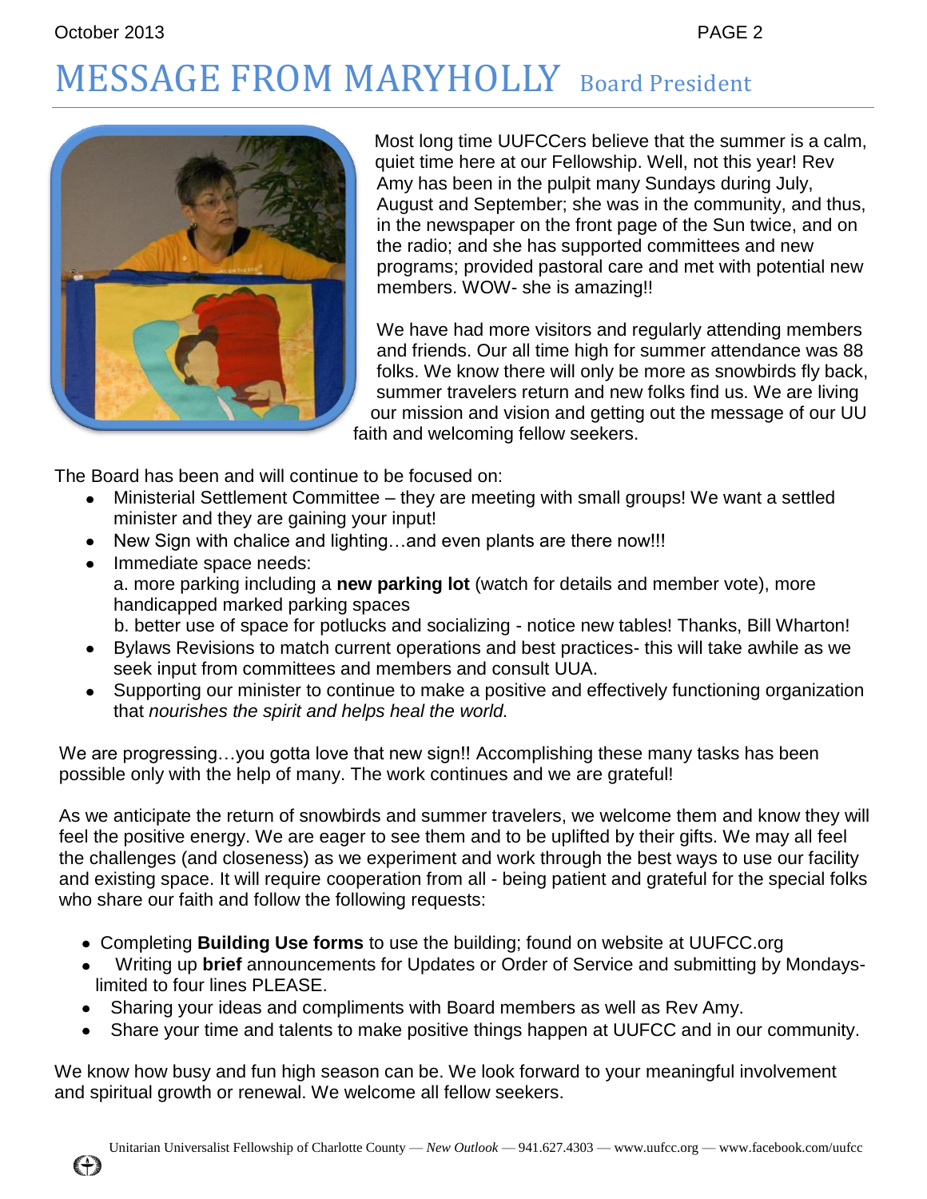# MESSAGE FROM MARYHOLLY Board President

Most long time UUFCCers believe that the summer is a calm, quiet time here at our Fellowship. Well, not this year! Rev Amy has been in the pulpit many Sundays during July, August and September; she was in the community, and thus, in the newspaper on the front page of the Sun twice, and on the radio; and she has supported committees and new programs; provided pastoral care and met with potential new members. WOW- she is amazing!!

We have had more visitors and regularly attending members and friends. Our all time high for summer attendance was 88 folks. We know there will only be more as snowbirds fly back, summer travelers return and new folks find us. We are living our mission and vision and getting out the message of our UU faith and welcoming fellow seekers.

The Board has been and will continue to be focused on:

- Ministerial Settlement Committee – they are meeting with small groups! We want a settled minister and they are gaining your input!
- New Sign with chalice and lighting…and even plants are there now!!!
- Immediate space needs:
  a. more parking including a **new parking lot** (watch for details and member vote), more handicapped marked parking spaces
  b. better use of space for potlucks and socializing - notice new tables! Thanks, Bill Wharton!
- Bylaws Revisions to match current operations and best practices- this will take awhile as we seek input from committees and members and consult UUA.
- Supporting our minister to continue to make a positive and effectively functioning organization that *nourishes the spirit and helps heal the world.*

We are progressing…you gotta love that new sign!! Accomplishing these many tasks has been possible only with the help of many. The work continues and we are grateful!

As we anticipate the return of snowbirds and summer travelers, we welcome them and know they will feel the positive energy. We are eager to see them and to be uplifted by their gifts. We may all feel the challenges (and closeness) as we experiment and work through the best ways to use our facility and existing space. It will require cooperation from all - being patient and grateful for the special folks who share our faith and follow the following requests:

- Completing **Building Use forms** to use the building; found on website at UUFCC.org
- Writing up **brief** announcements for Updates or Order of Service and submitting by Mondays- limited to four lines PLEASE.
- Sharing your ideas and compliments with Board members as well as Rev Amy.
- Share your time and talents to make positive things happen at UUFCC and in our community.

We know how busy and fun high season can be. We look forward to your meaningful involvement and spiritual growth or renewal. We welcome all fellow seekers.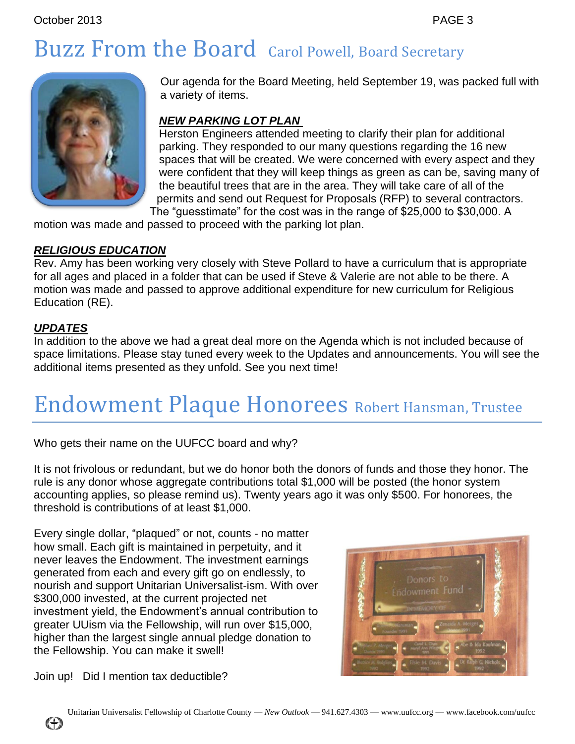# Buzz From the Board Carol Powell, Board Secretary

Our agenda for the Board Meeting, held September 19, was packed full with a variety of items.

***NEW PARKING LOT PLAN***

Herston Engineers attended meeting to clarify their plan for additional parking. They responded to our many questions regarding the 16 new spaces that will be created. We were concerned with every aspect and they were confident that they will keep things as green as can be, saving many of the beautiful trees that are in the area. They will take care of all of the permits and send out Request for Proposals (RFP) to several contractors. The "guesstimate" for the cost was in the range of $25,000 to $30,000. A motion was made and passed to proceed with the parking lot plan.

***RELIGIOUS EDUCATION***

Rev. Amy has been working very closely with Steve Pollard to have a curriculum that is appropriate for all ages and placed in a folder that can be used if Steve & Valerie are not able to be there. A motion was made and passed to approve additional expenditure for new curriculum for Religious Education (RE).

***UPDATES***

In addition to the above we had a great deal more on the Agenda which is not included because of space limitations. Please stay tuned every week to the Updates and announcements. You will see the additional items presented as they unfold. See you next time!

# Endowment Plaque Honorees Robert Hansman, Trustee

Who gets their name on the UUFCC board and why?

It is not frivolous or redundant, but we do honor both the donors of funds and those they honor. The rule is any donor whose aggregate contributions total $1,000 will be posted (the honor system accounting applies, so please remind us). Twenty years ago it was only $500. For honorees, the threshold is contributions of at least $1,000.

Every single dollar, "plaqued" or not, counts - no matter how small. Each gift is maintained in perpetuity, and it never leaves the Endowment. The investment earnings generated from each and every gift go on endlessly, to nourish and support Unitarian Universalist-ism. With over $300,000 invested, at the current projected net investment yield, the Endowment's annual contribution to greater UUism via the Fellowship, will run over $15,000, higher than the largest single annual pledge donation to the Fellowship. You can make it swell!

Join up! Did I mention tax deductible?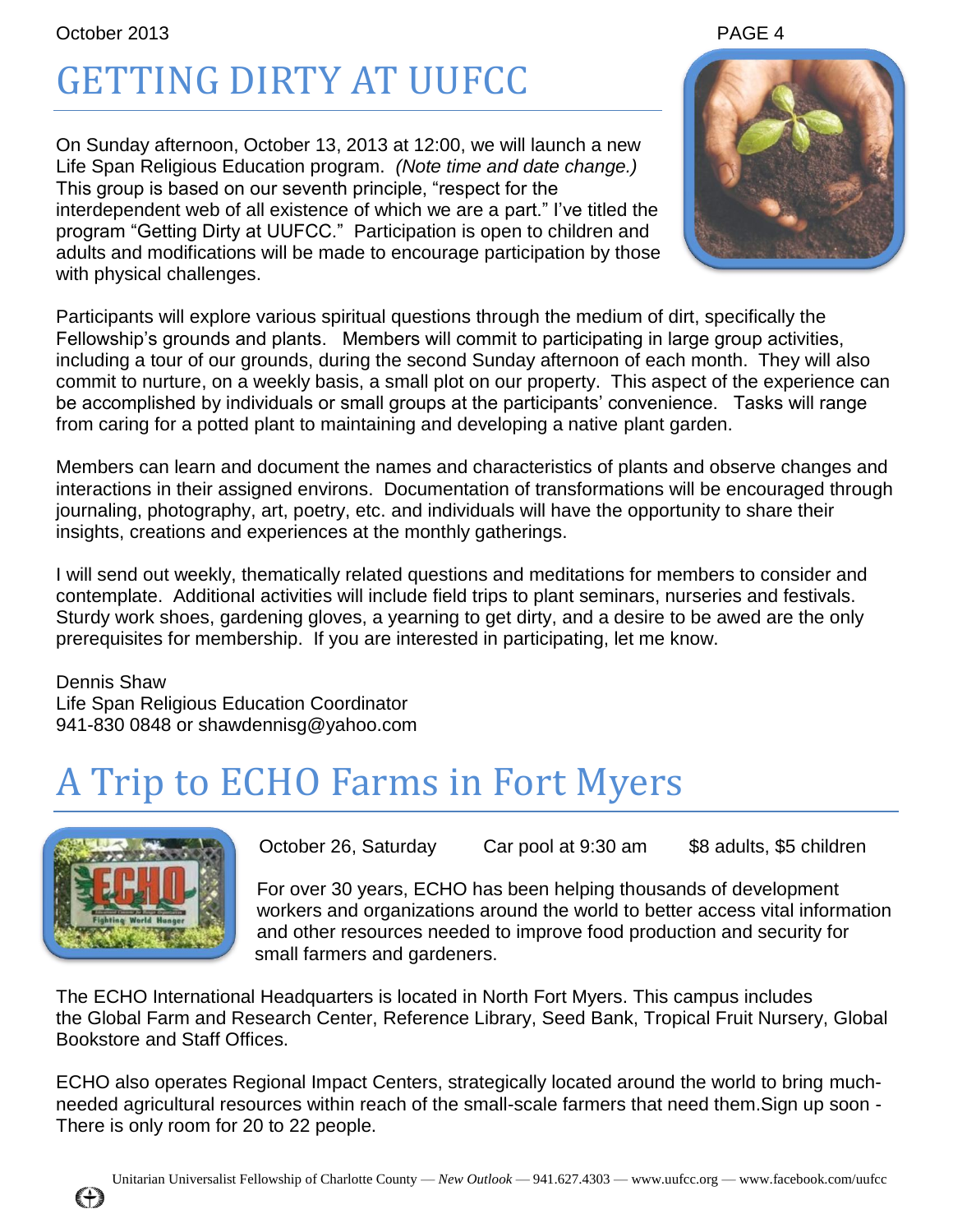# GETTING DIRTY AT UUFCC

On Sunday afternoon, October 13, 2013 at 12:00, we will launch a new Life Span Religious Education program. *(Note time and date change.)* This group is based on our seventh principle, "respect for the interdependent web of all existence of which we are a part." I've titled the program "Getting Dirty at UUFCC." Participation is open to children and adults and modifications will be made to encourage participation by those with physical challenges.

Participants will explore various spiritual questions through the medium of dirt, specifically the Fellowship's grounds and plants. Members will commit to participating in large group activities, including a tour of our grounds, during the second Sunday afternoon of each month. They will also commit to nurture, on a weekly basis, a small plot on our property. This aspect of the experience can be accomplished by individuals or small groups at the participants' convenience. Tasks will range from caring for a potted plant to maintaining and developing a native plant garden.

Members can learn and document the names and characteristics of plants and observe changes and interactions in their assigned environs. Documentation of transformations will be encouraged through journaling, photography, art, poetry, etc. and individuals will have the opportunity to share their insights, creations and experiences at the monthly gatherings.

I will send out weekly, thematically related questions and meditations for members to consider and contemplate. Additional activities will include field trips to plant seminars, nurseries and festivals. Sturdy work shoes, gardening gloves, a yearning to get dirty, and a desire to be awed are the only prerequisites for membership. If you are interested in participating, let me know.

Dennis Shaw
Life Span Religious Education Coordinator
941-830 0848 or shawdennisg@yahoo.com

# A Trip to ECHO Farms in Fort Myers

October 26, Saturday    Car pool at 9:30 am    $8 adults, $5 children

For over 30 years, ECHO has been helping thousands of development workers and organizations around the world to better access vital information and other resources needed to improve food production and security for small farmers and gardeners.

The ECHO International Headquarters is located in North Fort Myers. This campus includes the Global Farm and Research Center, Reference Library, Seed Bank, Tropical Fruit Nursery, Global Bookstore and Staff Offices.

ECHO also operates Regional Impact Centers, strategically located around the world to bring much-needed agricultural resources within reach of the small-scale farmers that need them.Sign up soon - There is only room for 20 to 22 people.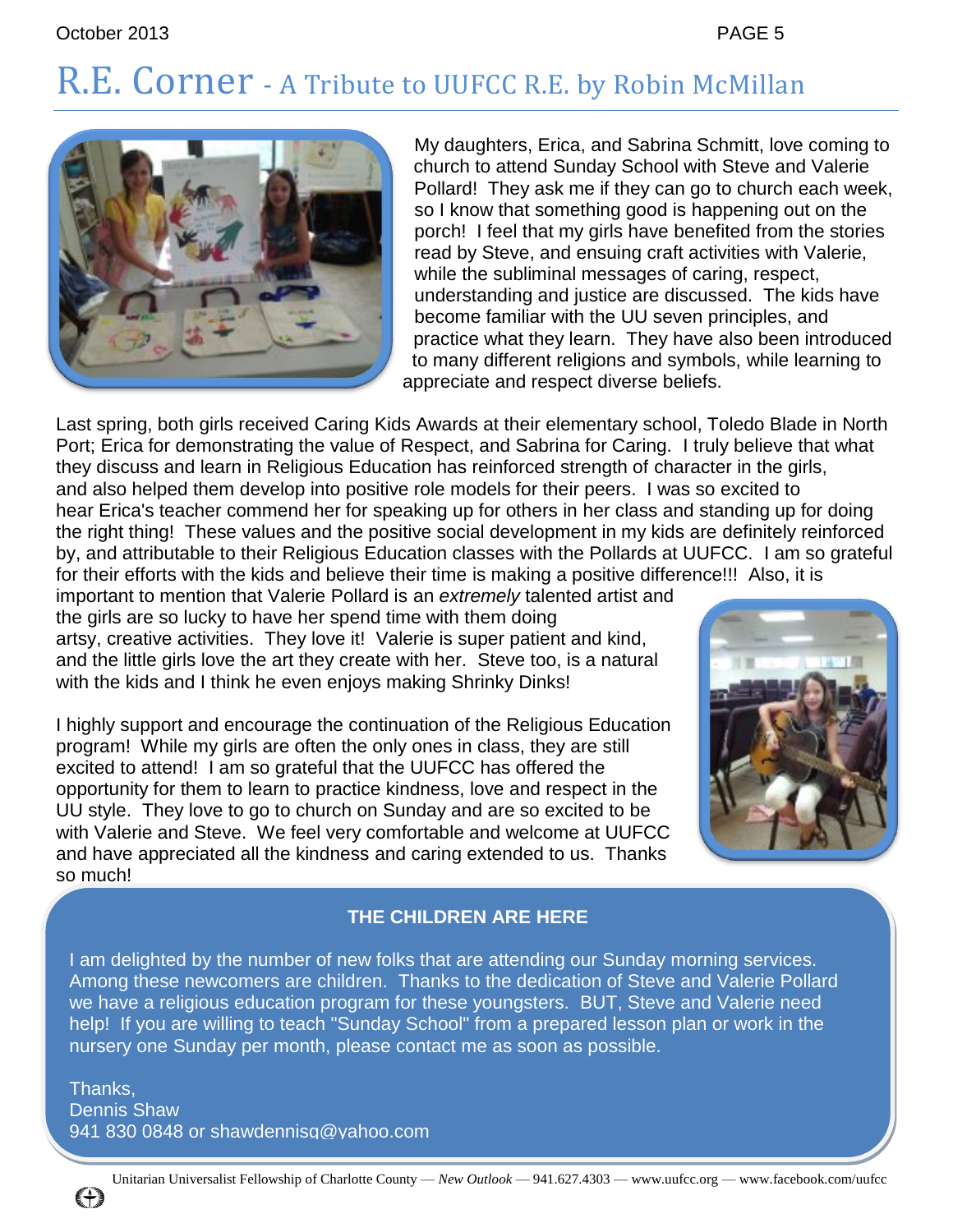# R.E. Corner - A Tribute to UUFCC R.E. by Robin McMillan

My daughters, Erica, and Sabrina Schmitt, love coming to church to attend Sunday School with Steve and Valerie Pollard! They ask me if they can go to church each week, so I know that something good is happening out on the porch! I feel that my girls have benefited from the stories read by Steve, and ensuing craft activities with Valerie, while the subliminal messages of caring, respect, understanding and justice are discussed. The kids have become familiar with the UU seven principles, and practice what they learn. They have also been introduced to many different religions and symbols, while learning to appreciate and respect diverse beliefs.

Last spring, both girls received Caring Kids Awards at their elementary school, Toledo Blade in North Port; Erica for demonstrating the value of Respect, and Sabrina for Caring. I truly believe that what they discuss and learn in Religious Education has reinforced strength of character in the girls, and also helped them develop into positive role models for their peers. I was so excited to hear Erica's teacher commend her for speaking up for others in her class and standing up for doing the right thing! These values and the positive social development in my kids are definitely reinforced by, and attributable to their Religious Education classes with the Pollards at UUFCC. I am so grateful for their efforts with the kids and believe their time is making a positive difference!!! Also, it is important to mention that Valerie Pollard is an *extremely* talented artist and the girls are so lucky to have her spend time with them doing artsy, creative activities. They love it! Valerie is super patient and kind, and the little girls love the art they create with her. Steve too, is a natural with the kids and I think he even enjoys making Shrinky Dinks!

I highly support and encourage the continuation of the Religious Education program! While my girls are often the only ones in class, they are still excited to attend! I am so grateful that the UUFCC has offered the opportunity for them to learn to practice kindness, love and respect in the UU style. They love to go to church on Sunday and are so excited to be with Valerie and Steve. We feel very comfortable and welcome at UUFCC and have appreciated all the kindness and caring extended to us. Thanks so much!

**THE CHILDREN ARE HERE**

I am delighted by the number of new folks that are attending our Sunday morning services. Among these newcomers are children. Thanks to the dedication of Steve and Valerie Pollard we have a religious education program for these youngsters. BUT, Steve and Valerie need help! If you are willing to teach "Sunday School" from a prepared lesson plan or work in the nursery one Sunday per month, please contact me as soon as possible.

Thanks,
Dennis Shaw
941 830 0848 or shawdennisg@yahoo.com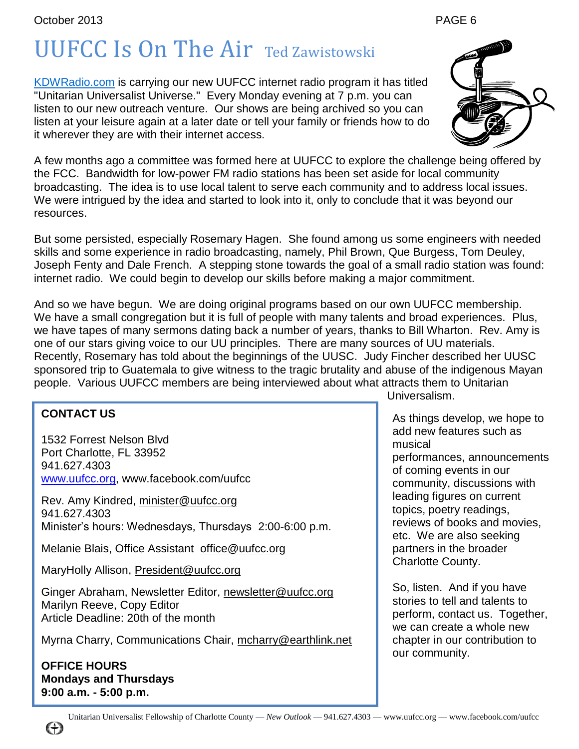# UUFCC Is On The Air

Ted Zawistowski

KDWRadio.com is carrying our new UUFCC internet radio program it has titled "Unitarian Universalist Universe." Every Monday evening at 7 p.m. you can listen to our new outreach venture. Our shows are being archived so you can listen at your leisure again at a later date or tell your family or friends how to do it wherever they are with their internet access.

A few months ago a committee was formed here at UUFCC to explore the challenge being offered by the FCC. Bandwidth for low-power FM radio stations has been set aside for local community broadcasting. The idea is to use local talent to serve each community and to address local issues. We were intrigued by the idea and started to look into it, only to conclude that it was beyond our resources.

But some persisted, especially Rosemary Hagen. She found among us some engineers with needed skills and some experience in radio broadcasting, namely, Phil Brown, Que Burgess, Tom Deuley, Joseph Fenty and Dale French. A stepping stone towards the goal of a small radio station was found: internet radio. We could begin to develop our skills before making a major commitment.

And so we have begun. We are doing original programs based on our own UUFCC membership. We have a small congregation but it is full of people with many talents and broad experiences. Plus, we have tapes of many sermons dating back a number of years, thanks to Bill Wharton. Rev. Amy is one of our stars giving voice to our UU principles. There are many sources of UU materials. Recently, Rosemary has told about the beginnings of the UUSC. Judy Fincher described her UUSC sponsored trip to Guatemala to give witness to the tragic brutality and abuse of the indigenous Mayan people. Various UUFCC members are being interviewed about what attracts them to Unitarian Universalism.

As things develop, we hope to add new features such as musical performances, announcements of coming events in our community, discussions with leading figures on current topics, poetry readings, reviews of books and movies, etc. We are also seeking partners in the broader Charlotte County.

So, listen. And if you have stories to tell and talents to perform, contact us. Together, we can create a whole new chapter in our contribution to our community.

**CONTACT US**

1532 Forrest Nelson Blvd
Port Charlotte, FL 33952
941.627.4303
www.uufcc.org, www.facebook.com/uufcc

Rev. Amy Kindred, minister@uufcc.org
941.627.4303
Minister's hours: Wednesdays, Thursdays 2:00-6:00 p.m.

Melanie Blais, Office Assistant office@uufcc.org

MaryHolly Allison, President@uufcc.org

Ginger Abraham, Newsletter Editor, newsletter@uufcc.org
Marilyn Reeve, Copy Editor
Article Deadline: 20th of the month

Myrna Charry, Communications Chair, mcharry@earthlink.net

**OFFICE HOURS**
**Mondays and Thursdays**
**9:00 a.m. - 5:00 p.m.**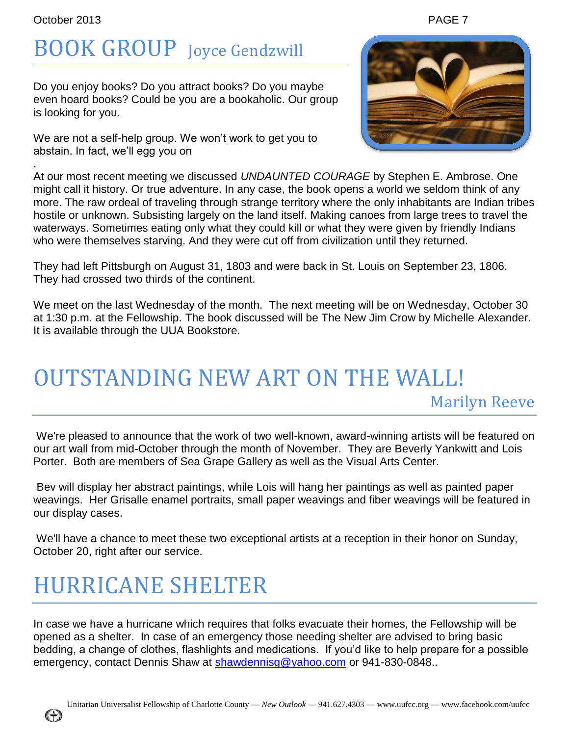# BOOK GROUP Joyce Gendzwill

Do you enjoy books? Do you attract books? Do you maybe even hoard books? Could be you are a bookaholic. Our group is looking for you.

We are not a self-help group. We won't work to get you to abstain. In fact, we'll egg you on

.

At our most recent meeting we discussed *UNDAUNTED COURAGE* by Stephen E. Ambrose. One might call it history. Or true adventure. In any case, the book opens a world we seldom think of any more. The raw ordeal of traveling through strange territory where the only inhabitants are Indian tribes hostile or unknown. Subsisting largely on the land itself. Making canoes from large trees to travel the waterways. Sometimes eating only what they could kill or what they were given by friendly Indians who were themselves starving. And they were cut off from civilization until they returned.

They had left Pittsburgh on August 31, 1803 and were back in St. Louis on September 23, 1806. They had crossed two thirds of the continent.

We meet on the last Wednesday of the month. The next meeting will be on Wednesday, October 30 at 1:30 p.m. at the Fellowship. The book discussed will be The New Jim Crow by Michelle Alexander. It is available through the UUA Bookstore.

# OUTSTANDING NEW ART ON THE WALL! Marilyn Reeve

We're pleased to announce that the work of two well-known, award-winning artists will be featured on our art wall from mid-October through the month of November. They are Beverly Yankwitt and Lois Porter. Both are members of Sea Grape Gallery as well as the Visual Arts Center.

Bev will display her abstract paintings, while Lois will hang her paintings as well as painted paper weavings. Her Grisalle enamel portraits, small paper weavings and fiber weavings will be featured in our display cases.

We'll have a chance to meet these two exceptional artists at a reception in their honor on Sunday, October 20, right after our service.

# HURRICANE SHELTER

In case we have a hurricane which requires that folks evacuate their homes, the Fellowship will be opened as a shelter. In case of an emergency those needing shelter are advised to bring basic bedding, a change of clothes, flashlights and medications. If you'd like to help prepare for a possible emergency, contact Dennis Shaw at shawdennisg@yahoo.com or 941-830-0848..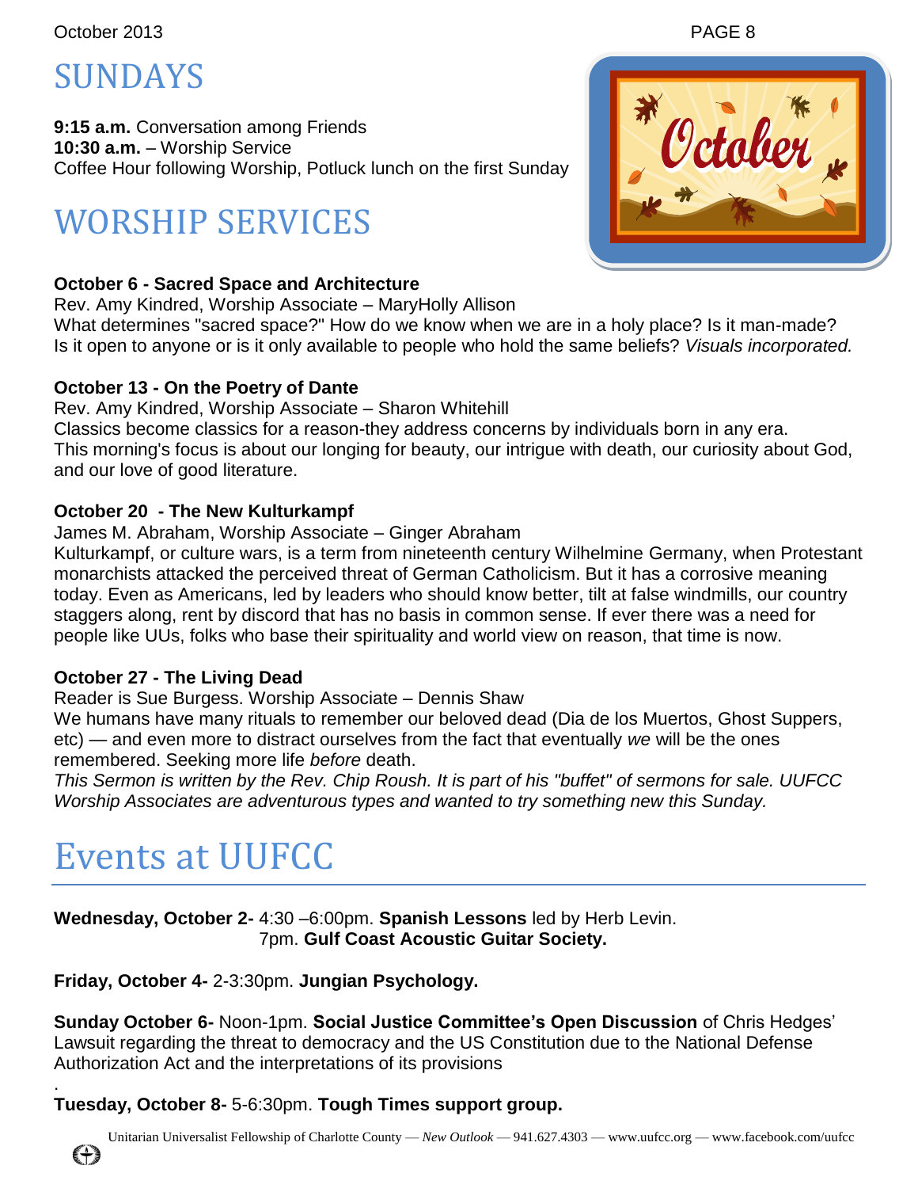# SUNDAYS

**9:15 a.m.** Conversation among Friends
**10:30 a.m.** – Worship Service
Coffee Hour following Worship, Potluck lunch on the first Sunday

# WORSHIP SERVICES

**October 6 - Sacred Space and Architecture**
Rev. Amy Kindred, Worship Associate – MaryHolly Allison
What determines "sacred space?" How do we know when we are in a holy place? Is it man-made? Is it open to anyone or is it only available to people who hold the same beliefs? *Visuals incorporated.*

**October 13 - On the Poetry of Dante**
Rev. Amy Kindred, Worship Associate – Sharon Whitehill
Classics become classics for a reason-they address concerns by individuals born in any era. This morning's focus is about our longing for beauty, our intrigue with death, our curiosity about God, and our love of good literature.

**October 20 - The New Kulturkampf**
James M. Abraham, Worship Associate – Ginger Abraham
Kulturkampf, or culture wars, is a term from nineteenth century Wilhelmine Germany, when Protestant monarchists attacked the perceived threat of German Catholicism. But it has a corrosive meaning today. Even as Americans, led by leaders who should know better, tilt at false windmills, our country staggers along, rent by discord that has no basis in common sense. If ever there was a need for people like UUs, folks who base their spirituality and world view on reason, that time is now.

**October 27 - The Living Dead**
Reader is Sue Burgess. Worship Associate – Dennis Shaw
We humans have many rituals to remember our beloved dead (Dia de los Muertos, Ghost Suppers, etc) — and even more to distract ourselves from the fact that eventually *we* will be the ones remembered. Seeking more life *before* death.
*This Sermon is written by the Rev. Chip Roush. It is part of his "buffet" of sermons for sale. UUFCC Worship Associates are adventurous types and wanted to try something new this Sunday.*

# Events at UUFCC

**Wednesday, October 2-** 4:30 –6:00pm. **Spanish Lessons** led by Herb Levin.
7pm. **Gulf Coast Acoustic Guitar Society.**

**Friday, October 4-** 2-3:30pm. **Jungian Psychology.**

**Sunday October 6-** Noon-1pm. **Social Justice Committee's Open Discussion** of Chris Hedges' Lawsuit regarding the threat to democracy and the US Constitution due to the National Defense Authorization Act and the interpretations of its provisions

**Tuesday, October 8-** 5-6:30pm. **Tough Times support group.**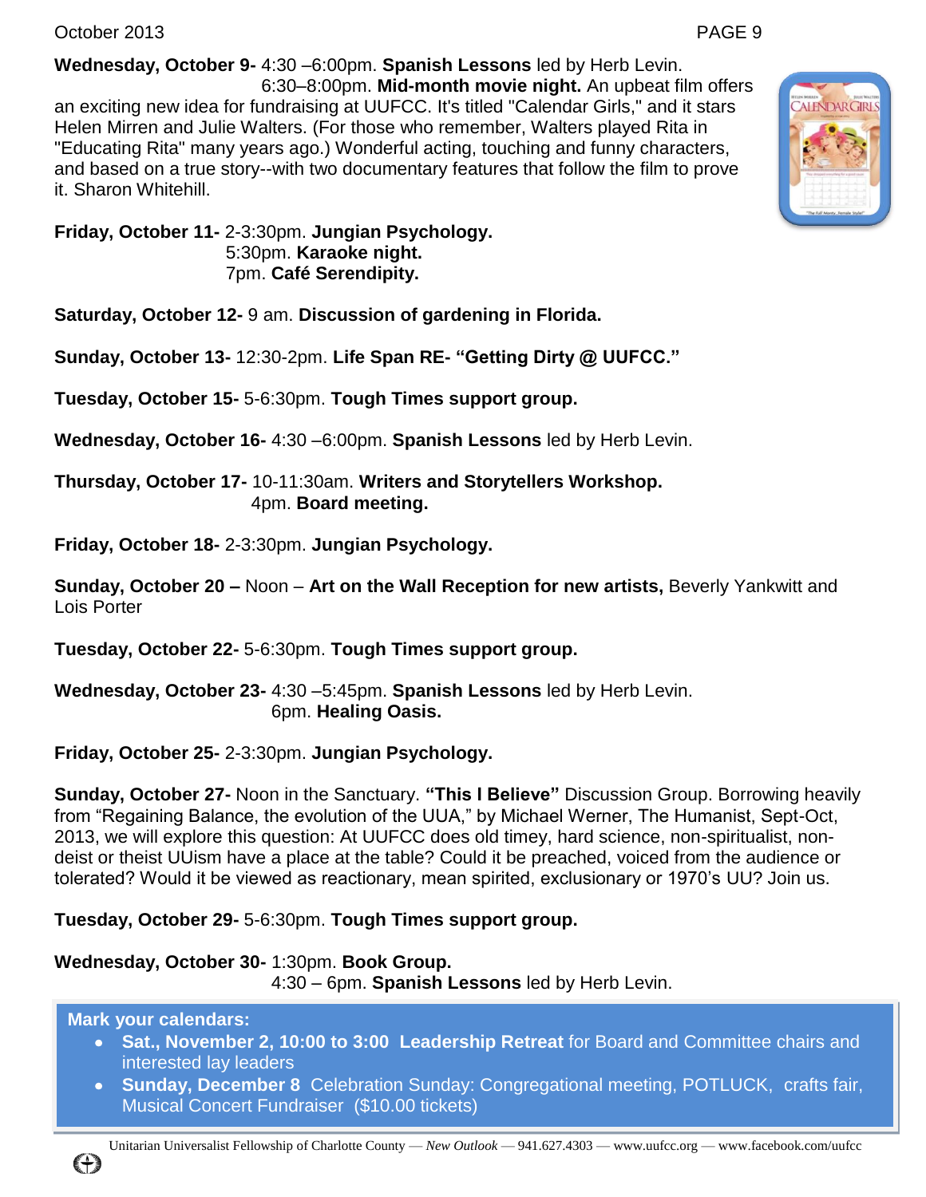**Wednesday, October 9-** 4:30 –6:00pm. **Spanish Lessons** led by Herb Levin.
6:30–8:00pm. **Mid-month movie night.** An upbeat film offers an exciting new idea for fundraising at UUFCC. It's titled "Calendar Girls," and it stars Helen Mirren and Julie Walters. (For those who remember, Walters played Rita in "Educating Rita" many years ago.) Wonderful acting, touching and funny characters, and based on a true story--with two documentary features that follow the film to prove it. Sharon Whitehill.

**Friday, October 11-** 2-3:30pm. **Jungian Psychology.**
5:30pm. **Karaoke night.**
7pm. **Café Serendipity.**

**Saturday, October 12-** 9 am. **Discussion of gardening in Florida.**

**Sunday, October 13-** 12:30-2pm. **Life Span RE- "Getting Dirty @ UUFCC."**

**Tuesday, October 15-** 5-6:30pm. **Tough Times support group.**

**Wednesday, October 16-** 4:30 –6:00pm. **Spanish Lessons** led by Herb Levin.

**Thursday, October 17-** 10-11:30am. **Writers and Storytellers Workshop.**
4pm. **Board meeting.**

**Friday, October 18-** 2-3:30pm. **Jungian Psychology.**

**Sunday, October 20 –** Noon – **Art on the Wall Reception for new artists,** Beverly Yankwitt and Lois Porter

**Tuesday, October 22-** 5-6:30pm. **Tough Times support group.**

**Wednesday, October 23-** 4:30 –5:45pm. **Spanish Lessons** led by Herb Levin.
6pm. **Healing Oasis.**

**Friday, October 25-** 2-3:30pm. **Jungian Psychology.**

**Sunday, October 27-** Noon in the Sanctuary. **"This I Believe"** Discussion Group. Borrowing heavily from "Regaining Balance, the evolution of the UUA," by Michael Werner, The Humanist, Sept-Oct, 2013, we will explore this question: At UUFCC does old timey, hard science, non-spiritualist, non-deist or theist UUism have a place at the table? Could it be preached, voiced from the audience or tolerated? Would it be viewed as reactionary, mean spirited, exclusionary or 1970's UU? Join us.

**Tuesday, October 29-** 5-6:30pm. **Tough Times support group.**

**Wednesday, October 30-** 1:30pm. **Book Group.**
4:30 – 6pm. **Spanish Lessons** led by Herb Levin.

**Mark your calendars:**

- **Sat., November 2, 10:00 to 3:00 Leadership Retreat** for Board and Committee chairs and interested lay leaders
- **Sunday, December 8** Celebration Sunday: Congregational meeting, POTLUCK, crafts fair, Musical Concert Fundraiser ($10.00 tickets)